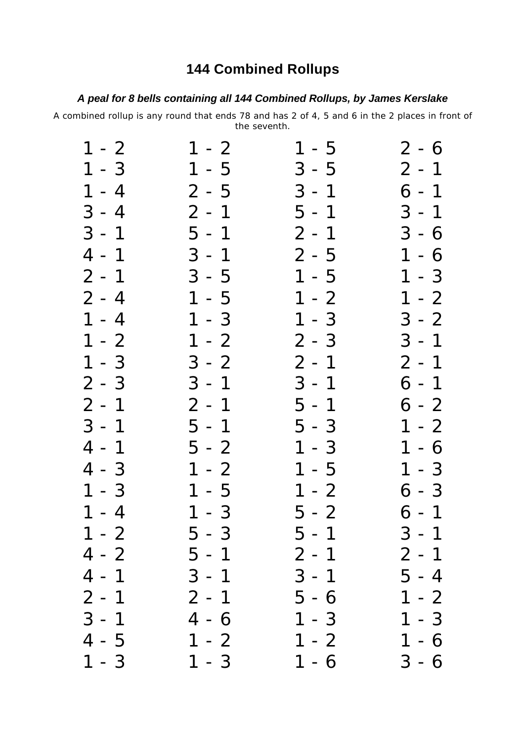# 144 Combined Rollups

***A peal for 8 bells containing all 144 Combined Rollups, by James Kerslake***

A combined rollup is any round that ends 78 and has 2 of 4, 5 and 6 in the 2 places in front of the seventh.

| | | | |
|---|---|---|---|
| 1 - 2 | 1 - 2 | 1 - 5 | 2 - 6 |
| 1 - 3 | 1 - 5 | 3 - 5 | 2 - 1 |
| 1 - 4 | 2 - 5 | 3 - 1 | 6 - 1 |
| 3 - 4 | 2 - 1 | 5 - 1 | 3 - 1 |
| 3 - 1 | 5 - 1 | 2 - 1 | 3 - 6 |
| 4 - 1 | 3 - 1 | 2 - 5 | 1 - 6 |
| 2 - 1 | 3 - 5 | 1 - 5 | 1 - 3 |
| 2 - 4 | 1 - 5 | 1 - 2 | 1 - 2 |
| 1 - 4 | 1 - 3 | 1 - 3 | 3 - 2 |
| 1 - 2 | 1 - 2 | 2 - 3 | 3 - 1 |
| 1 - 3 | 3 - 2 | 2 - 1 | 2 - 1 |
| 2 - 3 | 3 - 1 | 3 - 1 | 6 - 1 |
| 2 - 1 | 2 - 1 | 5 - 1 | 6 - 2 |
| 3 - 1 | 5 - 1 | 5 - 3 | 1 - 2 |
| 4 - 1 | 5 - 2 | 1 - 3 | 1 - 6 |
| 4 - 3 | 1 - 2 | 1 - 5 | 1 - 3 |
| 1 - 3 | 1 - 5 | 1 - 2 | 6 - 3 |
| 1 - 4 | 1 - 3 | 5 - 2 | 6 - 1 |
| 1 - 2 | 5 - 3 | 5 - 1 | 3 - 1 |
| 4 - 2 | 5 - 1 | 2 - 1 | 2 - 1 |
| 4 - 1 | 3 - 1 | 3 - 1 | 5 - 4 |
| 2 - 1 | 2 - 1 | 5 - 6 | 1 - 2 |
| 3 - 1 | 4 - 6 | 1 - 3 | 1 - 3 |
| 4 - 5 | 1 - 2 | 1 - 2 | 1 - 6 |
| 1 - 3 | 1 - 3 | 1 - 6 | 3 - 6 |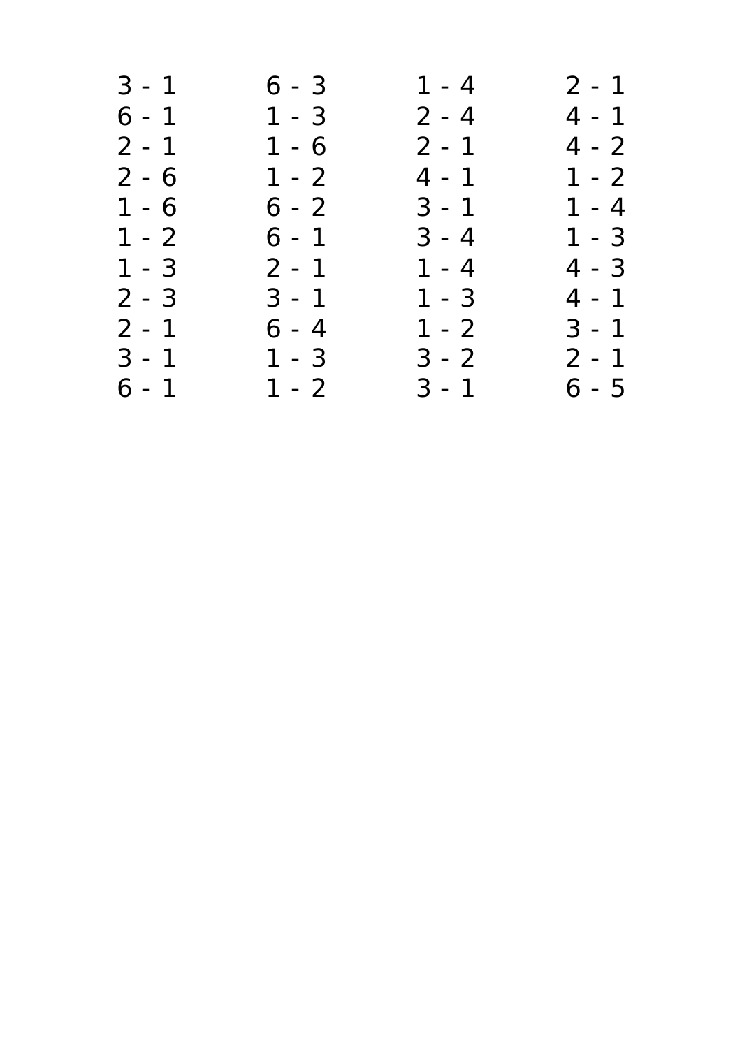| | | | |
|---|---|---|---|
| 3 - 1 | 6 - 3 | 1 - 4 | 2 - 1 |
| 6 - 1 | 1 - 3 | 2 - 4 | 4 - 1 |
| 2 - 1 | 1 - 6 | 2 - 1 | 4 - 2 |
| 2 - 6 | 1 - 2 | 4 - 1 | 1 - 2 |
| 1 - 6 | 6 - 2 | 3 - 1 | 1 - 4 |
| 1 - 2 | 6 - 1 | 3 - 4 | 1 - 3 |
| 1 - 3 | 2 - 1 | 1 - 4 | 4 - 3 |
| 2 - 3 | 3 - 1 | 1 - 3 | 4 - 1 |
| 2 - 1 | 6 - 4 | 1 - 2 | 3 - 1 |
| 3 - 1 | 1 - 3 | 3 - 2 | 2 - 1 |
| 6 - 1 | 1 - 2 | 3 - 1 | 6 - 5 |